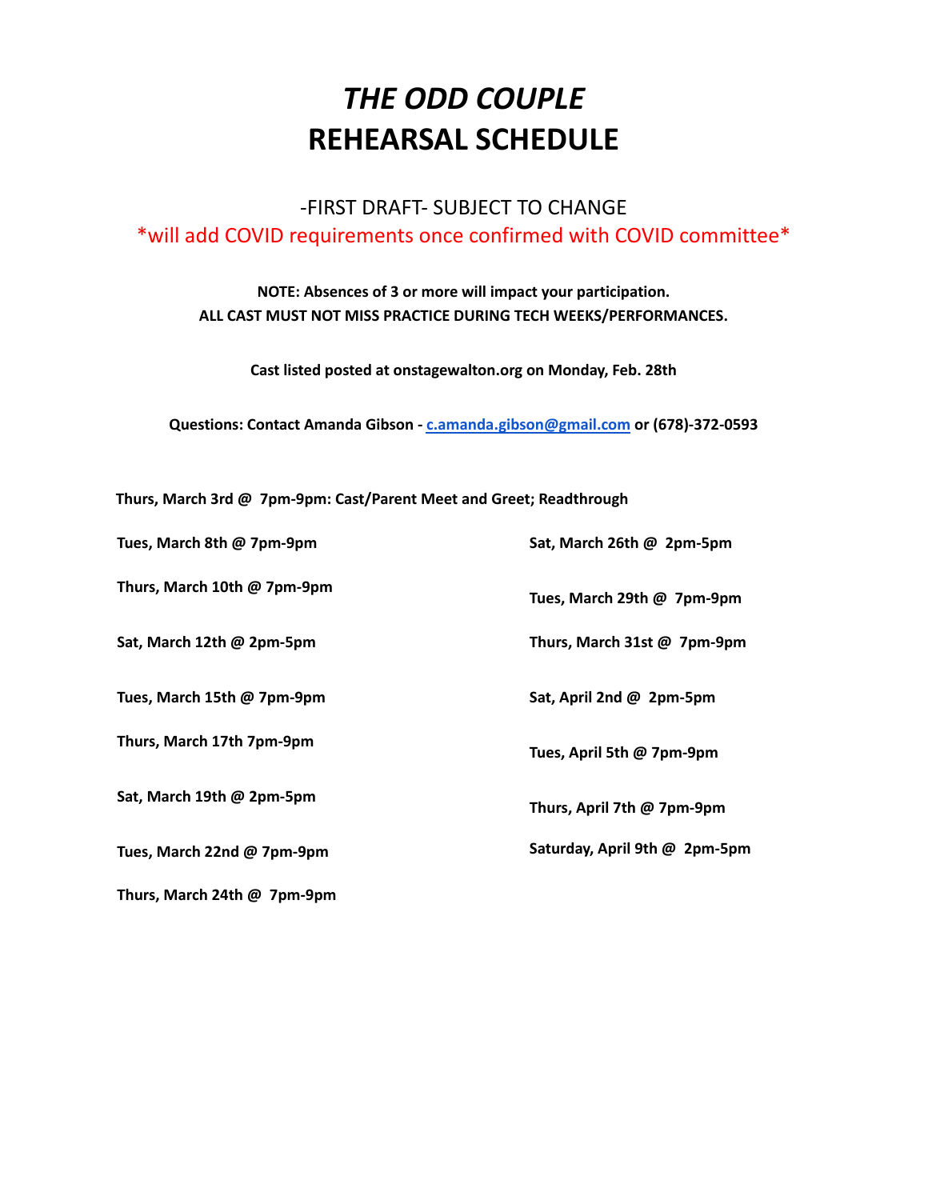# *THE ODD COUPLE*
# REHEARSAL SCHEDULE

-FIRST DRAFT- SUBJECT TO CHANGE

*will add COVID requirements once confirmed with COVID committee*

**NOTE: Absences of 3 or more will impact your participation.**
**ALL CAST MUST NOT MISS PRACTICE DURING TECH WEEKS/PERFORMANCES.**

**Cast listed posted at onstagewalton.org on Monday, Feb. 28th**

**Questions: Contact Amanda Gibson - [c.amanda.gibson@gmail.com](mailto:c.amanda.gibson@gmail.com) or (678)-372-0593**

**Thurs, March 3rd @ 7pm-9pm: Cast/Parent Meet and Greet; Readthrough**

**Tues, March 8th @ 7pm-9pm**

**Thurs, March 10th @ 7pm-9pm**

**Sat, March 12th @ 2pm-5pm**

**Tues, March 15th @ 7pm-9pm**

**Thurs, March 17th 7pm-9pm**

**Sat, March 19th @ 2pm-5pm**

**Tues, March 22nd @ 7pm-9pm**

**Thurs, March 24th @ 7pm-9pm**

**Sat, March 26th @ 2pm-5pm**

**Tues, March 29th @ 7pm-9pm**

**Thurs, March 31st @ 7pm-9pm**

**Sat, April 2nd @ 2pm-5pm**

**Tues, April 5th @ 7pm-9pm**

**Thurs, April 7th @ 7pm-9pm**

**Saturday, April 9th @ 2pm-5pm**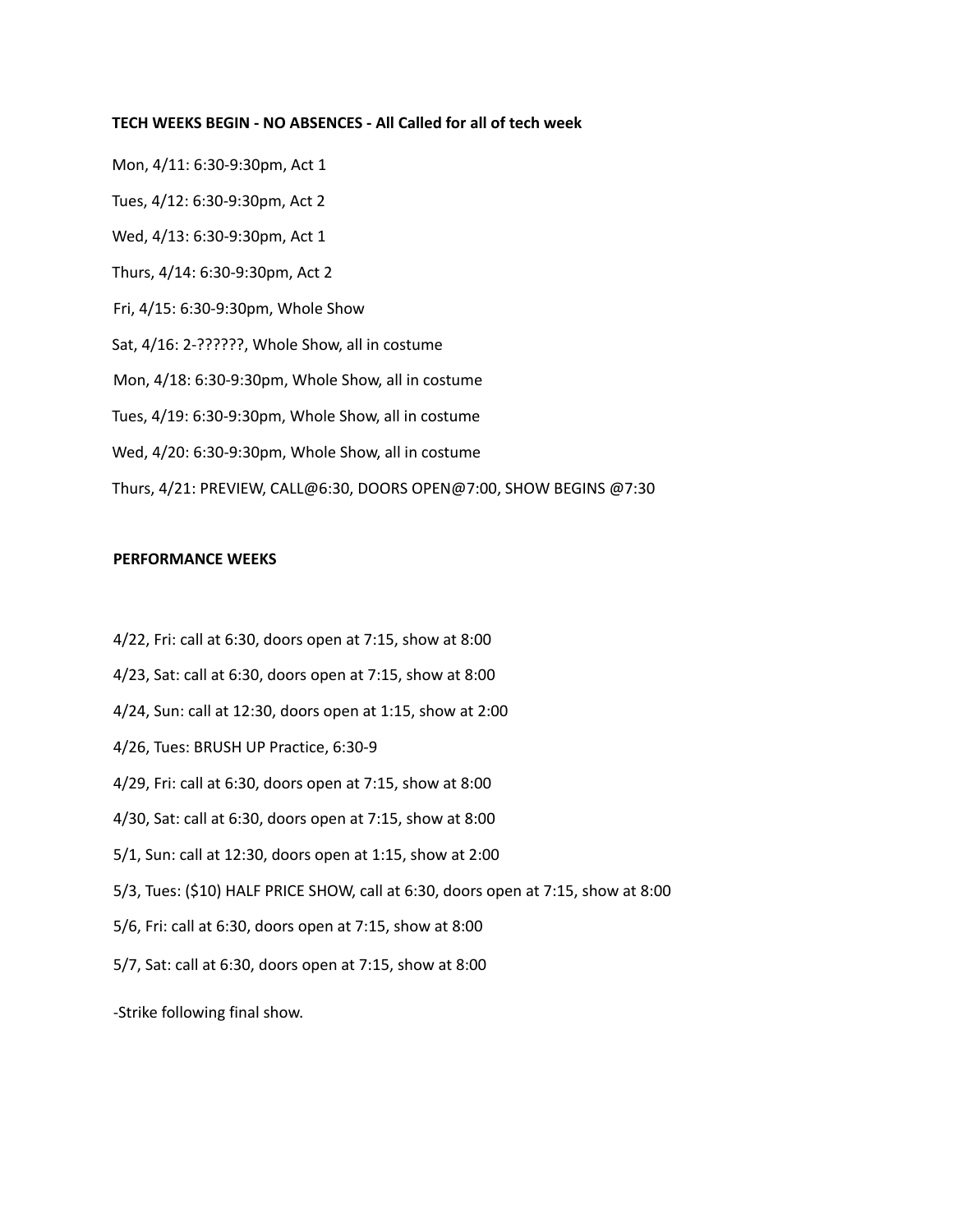**TECH WEEKS BEGIN - NO ABSENCES - All Called for all of tech week**

Mon, 4/11: 6:30-9:30pm, Act 1

Tues, 4/12: 6:30-9:30pm, Act 2

Wed, 4/13: 6:30-9:30pm, Act 1

Thurs, 4/14: 6:30-9:30pm, Act 2

Fri, 4/15: 6:30-9:30pm, Whole Show

Sat, 4/16: 2-??????, Whole Show, all in costume

Mon, 4/18: 6:30-9:30pm, Whole Show, all in costume

Tues, 4/19: 6:30-9:30pm, Whole Show, all in costume

Wed, 4/20: 6:30-9:30pm, Whole Show, all in costume

Thurs, 4/21: PREVIEW, CALL@6:30, DOORS OPEN@7:00, SHOW BEGINS @7:30

**PERFORMANCE WEEKS**

4/22, Fri: call at 6:30, doors open at 7:15, show at 8:00

4/23, Sat: call at 6:30, doors open at 7:15, show at 8:00

4/24, Sun: call at 12:30, doors open at 1:15, show at 2:00

4/26, Tues: BRUSH UP Practice, 6:30-9

4/29, Fri: call at 6:30, doors open at 7:15, show at 8:00

4/30, Sat: call at 6:30, doors open at 7:15, show at 8:00

5/1, Sun: call at 12:30, doors open at 1:15, show at 2:00

5/3, Tues: ($10) HALF PRICE SHOW, call at 6:30, doors open at 7:15, show at 8:00

5/6, Fri: call at 6:30, doors open at 7:15, show at 8:00

5/7, Sat: call at 6:30, doors open at 7:15, show at 8:00

-Strike following final show.